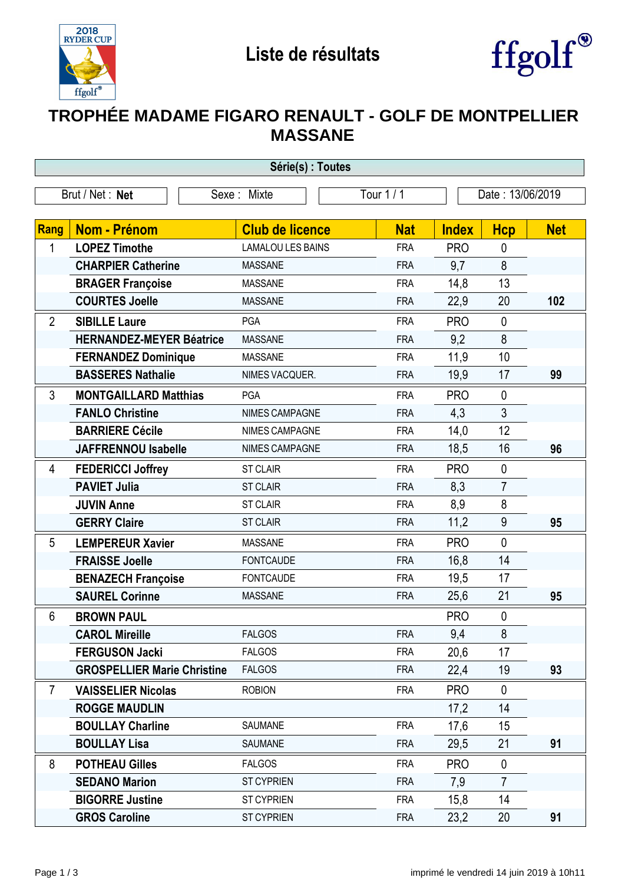# Liste de résultats

## TROPHÉE MADAME FIGARO RENAULT - GOLF DE MONTPELLIER MASSANE

**Série(s) : Toutes**

| Brut / Net : **Net** | Sexe : Mixte | Tour 1 / 1 | Date : 13/06/2019 |
|---|---|---|---|

| Rang | Nom - Prénom | Club de licence | Nat | Index | Hcp | Net |
|---|---|---|---|---|---|---|
| 1 | **LOPEZ Timothe** | LAMALOU LES BAINS | FRA | PRO | 0 | |
| | **CHARPIER Catherine** | MASSANE | FRA | 9,7 | 8 | |
| | **BRAGER Françoise** | MASSANE | FRA | 14,8 | 13 | |
| | **COURTES Joelle** | MASSANE | FRA | 22,9 | 20 | **102** |
| 2 | **SIBILLE Laure** | PGA | FRA | PRO | 0 | |
| | **HERNANDEZ-MEYER Béatrice** | MASSANE | FRA | 9,2 | 8 | |
| | **FERNANDEZ Dominique** | MASSANE | FRA | 11,9 | 10 | |
| | **BASSERES Nathalie** | NIMES VACQUER. | FRA | 19,9 | 17 | **99** |
| 3 | **MONTGAILLARD Matthias** | PGA | FRA | PRO | 0 | |
| | **FANLO Christine** | NIMES CAMPAGNE | FRA | 4,3 | 3 | |
| | **BARRIERE Cécile** | NIMES CAMPAGNE | FRA | 14,0 | 12 | |
| | **JAFFRENNOU Isabelle** | NIMES CAMPAGNE | FRA | 18,5 | 16 | **96** |
| 4 | **FEDERICCI Joffrey** | ST CLAIR | FRA | PRO | 0 | |
| | **PAVIET Julia** | ST CLAIR | FRA | 8,3 | 7 | |
| | **JUVIN Anne** | ST CLAIR | FRA | 8,9 | 8 | |
| | **GERRY Claire** | ST CLAIR | FRA | 11,2 | 9 | **95** |
| 5 | **LEMPEREUR Xavier** | MASSANE | FRA | PRO | 0 | |
| | **FRAISSE Joelle** | FONTCAUDE | FRA | 16,8 | 14 | |
| | **BENAZECH Françoise** | FONTCAUDE | FRA | 19,5 | 17 | |
| | **SAUREL Corinne** | MASSANE | FRA | 25,6 | 21 | **95** |
| 6 | **BROWN PAUL** | | | PRO | 0 | |
| | **CAROL Mireille** | FALGOS | FRA | 9,4 | 8 | |
| | **FERGUSON Jacki** | FALGOS | FRA | 20,6 | 17 | |
| | **GROSPELLIER Marie Christine** | FALGOS | FRA | 22,4 | 19 | **93** |
| 7 | **VAISSELIER Nicolas** | ROBION | FRA | PRO | 0 | |
| | **ROGGE MAUDLIN** | | | 17,2 | 14 | |
| | **BOULLAY Charline** | SAUMANE | FRA | 17,6 | 15 | |
| | **BOULLAY Lisa** | SAUMANE | FRA | 29,5 | 21 | **91** |
| 8 | **POTHEAU Gilles** | FALGOS | FRA | PRO | 0 | |
| | **SEDANO Marion** | ST CYPRIEN | FRA | 7,9 | 7 | |
| | **BIGORRE Justine** | ST CYPRIEN | FRA | 15,8 | 14 | |
| | **GROS Caroline** | ST CYPRIEN | FRA | 23,2 | 20 | **91** |

imprimé le vendredi 14 juin 2019 à 10h11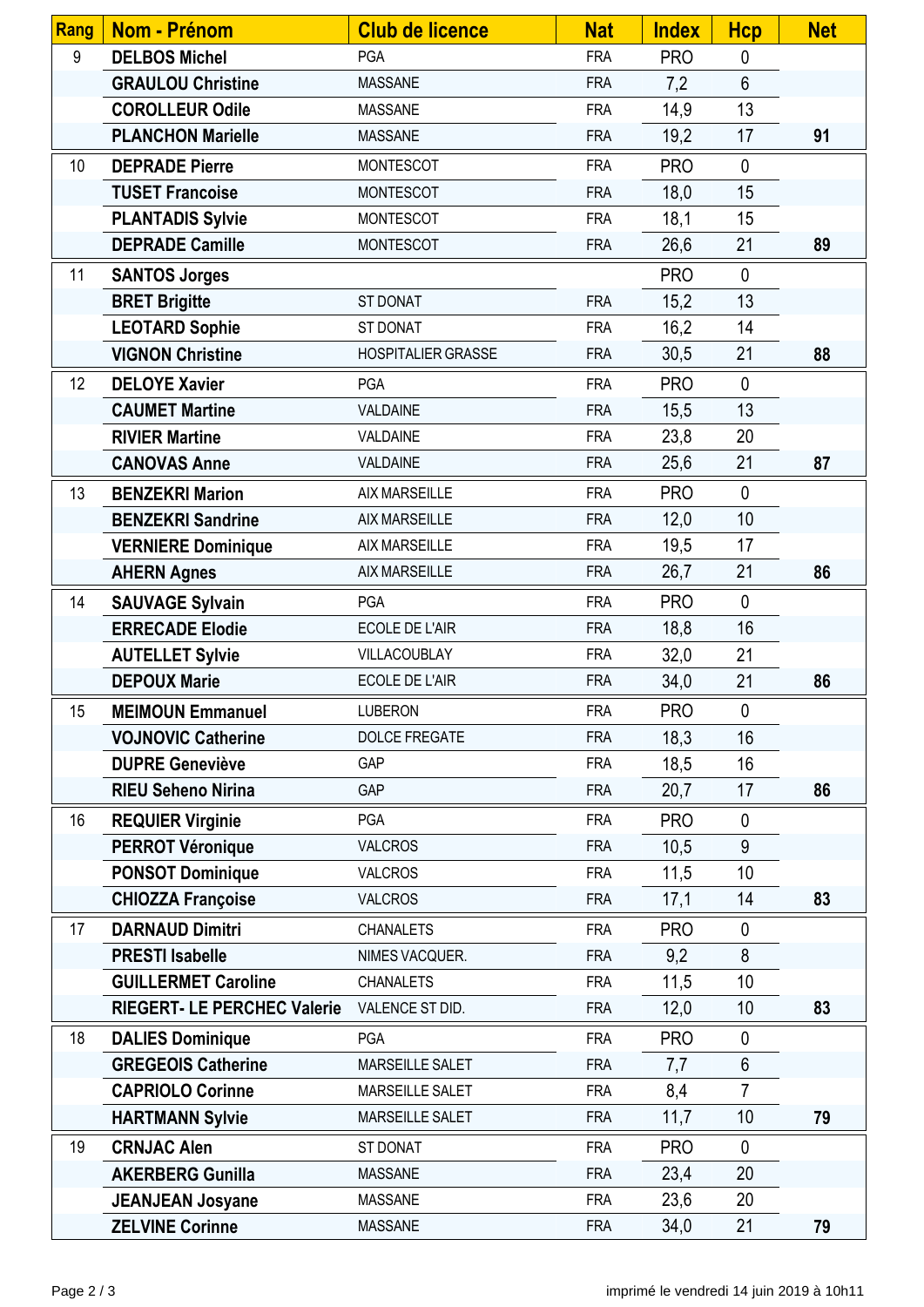| Rang | Nom - Prénom | Club de licence | Nat | Index | Hcp | Net |
|---|---|---|---|---|---|---|
| 9 | **DELBOS Michel** | PGA | FRA | PRO | 0 | |
| | **GRAULOU Christine** | MASSANE | FRA | 7,2 | 6 | |
| | **COROLLEUR Odile** | MASSANE | FRA | 14,9 | 13 | |
| | **PLANCHON Marielle** | MASSANE | FRA | 19,2 | 17 | **91** |
| 10 | **DEPRADE Pierre** | MONTESCOT | FRA | PRO | 0 | |
| | **TUSET Francoise** | MONTESCOT | FRA | 18,0 | 15 | |
| | **PLANTADIS Sylvie** | MONTESCOT | FRA | 18,1 | 15 | |
| | **DEPRADE Camille** | MONTESCOT | FRA | 26,6 | 21 | **89** |
| 11 | **SANTOS Jorges** | | | PRO | 0 | |
| | **BRET Brigitte** | ST DONAT | FRA | 15,2 | 13 | |
| | **LEOTARD Sophie** | ST DONAT | FRA | 16,2 | 14 | |
| | **VIGNON Christine** | HOSPITALIER GRASSE | FRA | 30,5 | 21 | **88** |
| 12 | **DELOYE Xavier** | PGA | FRA | PRO | 0 | |
| | **CAUMET Martine** | VALDAINE | FRA | 15,5 | 13 | |
| | **RIVIER Martine** | VALDAINE | FRA | 23,8 | 20 | |
| | **CANOVAS Anne** | VALDAINE | FRA | 25,6 | 21 | **87** |
| 13 | **BENZEKRI Marion** | AIX MARSEILLE | FRA | PRO | 0 | |
| | **BENZEKRI Sandrine** | AIX MARSEILLE | FRA | 12,0 | 10 | |
| | **VERNIERE Dominique** | AIX MARSEILLE | FRA | 19,5 | 17 | |
| | **AHERN Agnes** | AIX MARSEILLE | FRA | 26,7 | 21 | **86** |
| 14 | **SAUVAGE Sylvain** | PGA | FRA | PRO | 0 | |
| | **ERRECADE Elodie** | ECOLE DE L'AIR | FRA | 18,8 | 16 | |
| | **AUTELLET Sylvie** | VILLACOUBLAY | FRA | 32,0 | 21 | |
| | **DEPOUX Marie** | ECOLE DE L'AIR | FRA | 34,0 | 21 | **86** |
| 15 | **MEIMOUN Emmanuel** | LUBERON | FRA | PRO | 0 | |
| | **VOJNOVIC Catherine** | DOLCE FREGATE | FRA | 18,3 | 16 | |
| | **DUPRE Geneviève** | GAP | FRA | 18,5 | 16 | |
| | **RIEU Seheno Nirina** | GAP | FRA | 20,7 | 17 | **86** |
| 16 | **REQUIER Virginie** | PGA | FRA | PRO | 0 | |
| | **PERROT Véronique** | VALCROS | FRA | 10,5 | 9 | |
| | **PONSOT Dominique** | VALCROS | FRA | 11,5 | 10 | |
| | **CHIOZZA Françoise** | VALCROS | FRA | 17,1 | 14 | **83** |
| 17 | **DARNAUD Dimitri** | CHANALETS | FRA | PRO | 0 | |
| | **PRESTI Isabelle** | NIMES VACQUER. | FRA | 9,2 | 8 | |
| | **GUILLERMET Caroline** | CHANALETS | FRA | 11,5 | 10 | |
| | **RIEGERT- LE PERCHEC Valerie** | VALENCE ST DID. | FRA | 12,0 | 10 | **83** |
| 18 | **DALIES Dominique** | PGA | FRA | PRO | 0 | |
| | **GREGEOIS Catherine** | MARSEILLE SALET | FRA | 7,7 | 6 | |
| | **CAPRIOLO Corinne** | MARSEILLE SALET | FRA | 8,4 | 7 | |
| | **HARTMANN Sylvie** | MARSEILLE SALET | FRA | 11,7 | 10 | **79** |
| 19 | **CRNJAC Alen** | ST DONAT | FRA | PRO | 0 | |
| | **AKERBERG Gunilla** | MASSANE | FRA | 23,4 | 20 | |
| | **JEANJEAN Josyane** | MASSANE | FRA | 23,6 | 20 | |
| | **ZELVINE Corinne** | MASSANE | FRA | 34,0 | 21 | **79** |

imprimé le vendredi 14 juin 2019 à 10h11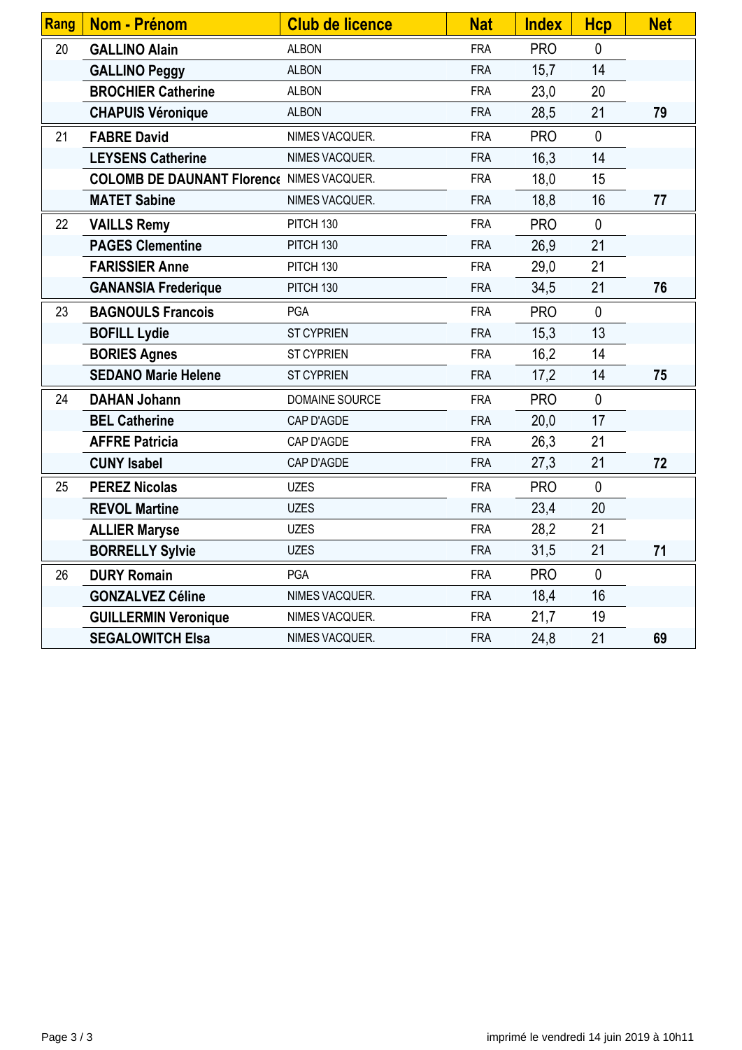| Rang | Nom - Prénom | Club de licence | Nat | Index | Hcp | Net |
|---|---|---|---|---|---|---|
| 20 | **GALLINO Alain** | ALBON | FRA | PRO | 0 | |
| | **GALLINO Peggy** | ALBON | FRA | 15,7 | 14 | |
| | **BROCHIER Catherine** | ALBON | FRA | 23,0 | 20 | |
| | **CHAPUIS Véronique** | ALBON | FRA | 28,5 | 21 | **79** |
| 21 | **FABRE David** | NIMES VACQUER. | FRA | PRO | 0 | |
| | **LEYSENS Catherine** | NIMES VACQUER. | FRA | 16,3 | 14 | |
| | **COLOMB DE DAUNANT Florence** | NIMES VACQUER. | FRA | 18,0 | 15 | |
| | **MATET Sabine** | NIMES VACQUER. | FRA | 18,8 | 16 | **77** |
| 22 | **VAILLS Remy** | PITCH 130 | FRA | PRO | 0 | |
| | **PAGES Clementine** | PITCH 130 | FRA | 26,9 | 21 | |
| | **FARISSIER Anne** | PITCH 130 | FRA | 29,0 | 21 | |
| | **GANANSIA Frederique** | PITCH 130 | FRA | 34,5 | 21 | **76** |
| 23 | **BAGNOULS Francois** | PGA | FRA | PRO | 0 | |
| | **BOFILL Lydie** | ST CYPRIEN | FRA | 15,3 | 13 | |
| | **BORIES Agnes** | ST CYPRIEN | FRA | 16,2 | 14 | |
| | **SEDANO Marie Helene** | ST CYPRIEN | FRA | 17,2 | 14 | **75** |
| 24 | **DAHAN Johann** | DOMAINE SOURCE | FRA | PRO | 0 | |
| | **BEL Catherine** | CAP D'AGDE | FRA | 20,0 | 17 | |
| | **AFFRE Patricia** | CAP D'AGDE | FRA | 26,3 | 21 | |
| | **CUNY Isabel** | CAP D'AGDE | FRA | 27,3 | 21 | **72** |
| 25 | **PEREZ Nicolas** | UZES | FRA | PRO | 0 | |
| | **REVOL Martine** | UZES | FRA | 23,4 | 20 | |
| | **ALLIER Maryse** | UZES | FRA | 28,2 | 21 | |
| | **BORRELLY Sylvie** | UZES | FRA | 31,5 | 21 | **71** |
| 26 | **DURY Romain** | PGA | FRA | PRO | 0 | |
| | **GONZALVEZ Céline** | NIMES VACQUER. | FRA | 18,4 | 16 | |
| | **GUILLERMIN Veronique** | NIMES VACQUER. | FRA | 21,7 | 19 | |
| | **SEGALOWITCH Elsa** | NIMES VACQUER. | FRA | 24,8 | 21 | **69** |

imprimé le vendredi 14 juin 2019 à 10h11